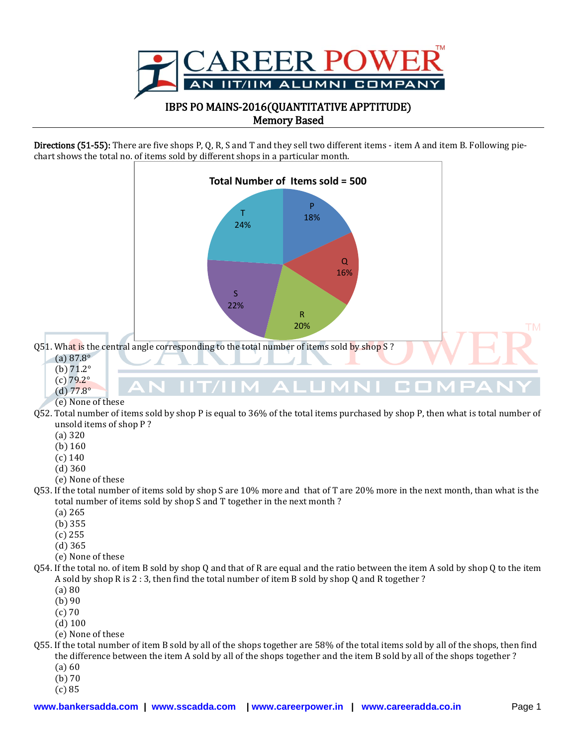# IBPS PO MAINS-2016(QUANTITATIVE APPTITUDE)

## Memory Based

**Directions (51-55):** There are five shops P, Q, R, S and T and they sell two different items - item A and item B. Following pie-chart shows the total no. of items sold by different shops in a particular month.

**Total Number of Items sold = 500**

| Shop | Percentage |
|---|---|
| P | 18% |
| Q | 16% |
| R | 20% |
| S | 22% |
| T | 24% |

Q51. What is the central angle corresponding to the total number of items sold by shop S ?

(a) 87.8°
(b) 71.2°
(c) 79.2°
(d) 77.8°
(e) None of these

Q52. Total number of items sold by shop P is equal to 36% of the total items purchased by shop P, then what is total number of unsold items of shop P ?

(a) 320
(b) 160
(c) 140
(d) 360
(e) None of these

Q53. If the total number of items sold by shop S are 10% more and that of T are 20% more in the next month, than what is the total number of items sold by shop S and T together in the next month ?

(a) 265
(b) 355
(c) 255
(d) 365
(e) None of these

Q54. If the total no. of item B sold by shop Q and that of R are equal and the ratio between the item A sold by shop Q to the item A sold by shop R is 2 : 3, then find the total number of item B sold by shop Q and R together ?

(a) 80
(b) 90
(c) 70
(d) 100
(e) None of these

Q55. If the total number of item B sold by all of the shops together are 58% of the total items sold by all of the shops, then find the difference between the item A sold by all of the shops together and the item B sold by all of the shops together ?

(a) 60
(b) 70
(c) 85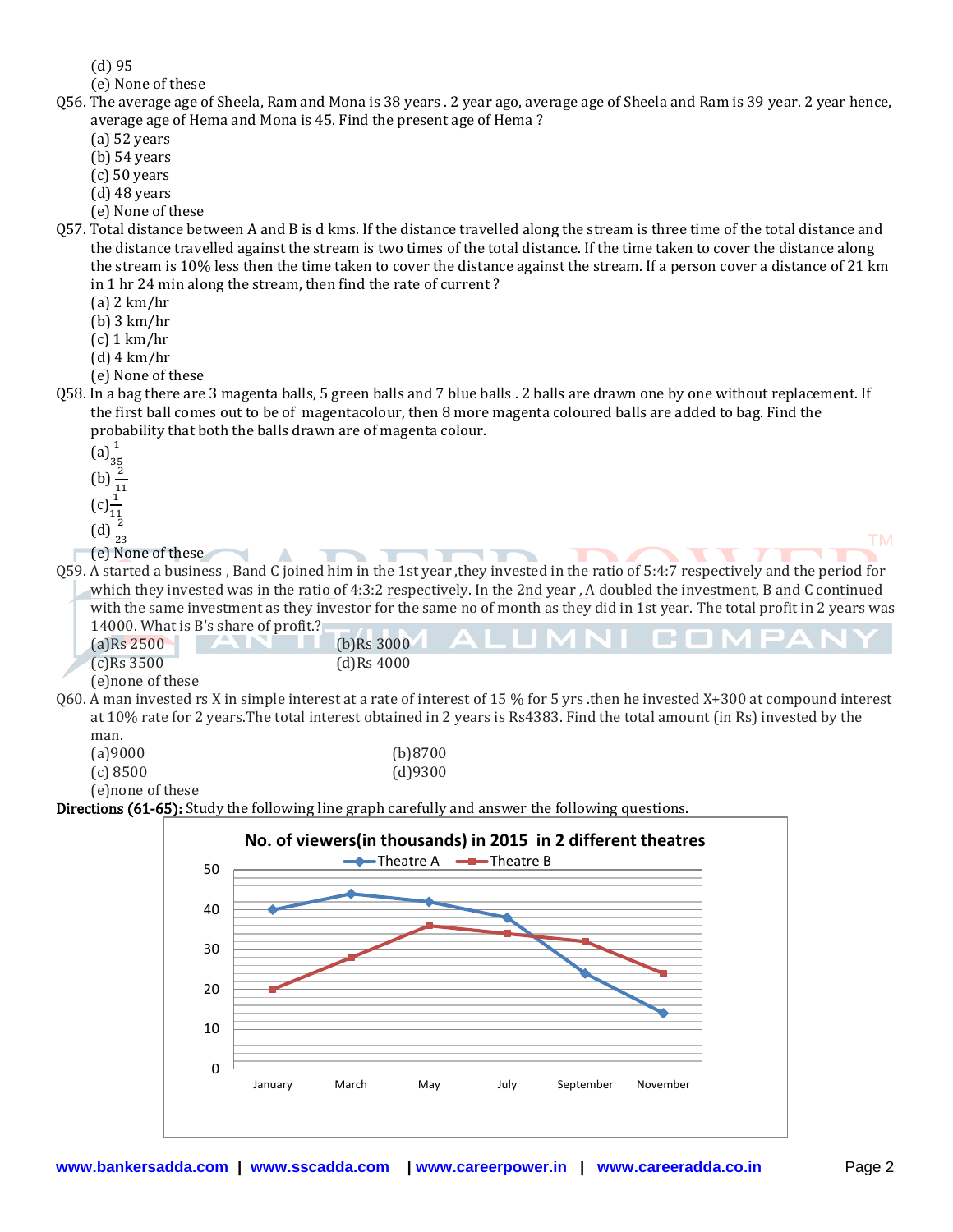(d) 95
(e) None of these

Q56. The average age of Sheela, Ram and Mona is 38 years . 2 year ago, average age of Sheela and Ram is 39 year. 2 year hence, average age of Hema and Mona is 45. Find the present age of Hema ?
(a) 52 years
(b) 54 years
(c) 50 years
(d) 48 years
(e) None of these

Q57. Total distance between A and B is d kms. If the distance travelled along the stream is three time of the total distance and the distance travelled against the stream is two times of the total distance. If the time taken to cover the distance along the stream is 10% less then the time taken to cover the distance against the stream. If a person cover a distance of 21 km in 1 hr 24 min along the stream, then find the rate of current ?
(a) 2 km/hr
(b) 3 km/hr
(c) 1 km/hr
(d) 4 km/hr
(e) None of these

Q58. In a bag there are 3 magenta balls, 5 green balls and 7 blue balls . 2 balls are drawn one by one without replacement. If the first ball comes out to be of magentacolour, then 8 more magenta coloured balls are added to bag. Find the probability that both the balls drawn are of magenta colour.
(a) $\frac{1}{35}$
(b) $\frac{2}{11}$
(c) $\frac{1}{11}$
(d) $\frac{2}{23}$
(e) None of these

Q59. A started a business , Band C joined him in the 1st year ,they invested in the ratio of 5:4:7 respectively and the period for which they invested was in the ratio of 4:3:2 respectively. In the 2nd year , A doubled the investment, B and C continued with the same investment as they investor for the same no of month as they did in 1st year. The total profit in 2 years was 14000. What is B's share of profit.?
(a)Rs 2500
(b)Rs 3000
(c)Rs 3500
(d)Rs 4000
(e)none of these

Q60. A man invested rs X in simple interest at a rate of interest of 15 % for 5 yrs .then he invested X+300 at compound interest at 10% rate for 2 years.The total interest obtained in 2 years is Rs4383. Find the total amount (in Rs) invested by the man.
(a)9000
(b)8700
(c) 8500
(d)9300
(e)none of these

**Directions (61-65):** Study the following line graph carefully and answer the following questions.

**No. of viewers(in thousands) in 2015 in 2 different theatres**

| Month | Theatre A | Theatre B |
|---|---|---|
| January | 40 | 20 |
| March | 44 | 28 |
| May | 42 | 36 |
| July | 38 | 34 |
| September | 24 | 32 |
| November | 14 | 24 |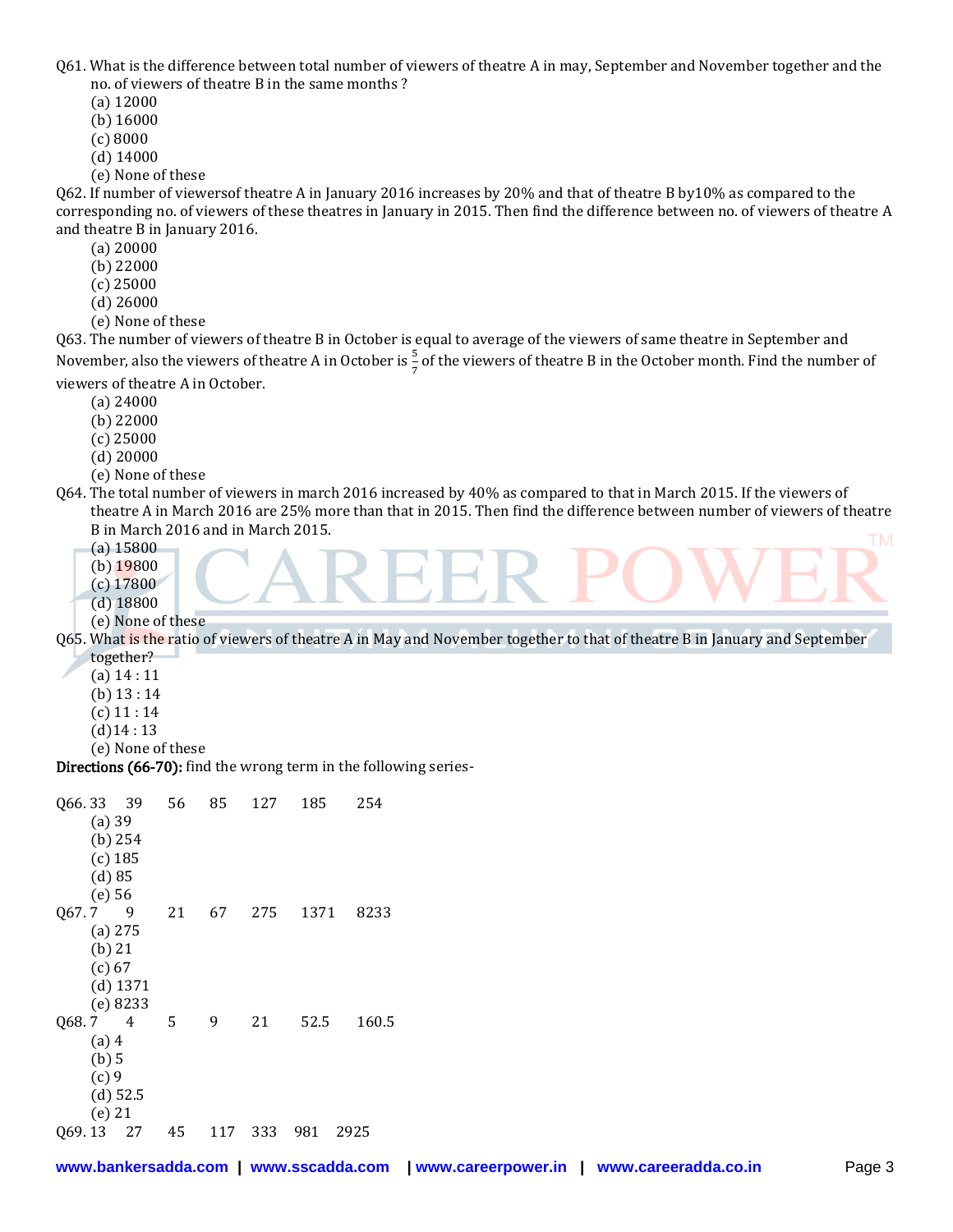Q61. What is the difference between total number of viewers of theatre A in may, September and November together and the no. of viewers of theatre B in the same months ?

(a) 12000
(b) 16000
(c) 8000
(d) 14000
(e) None of these

Q62. If number of viewersof theatre A in January 2016 increases by 20% and that of theatre B by10% as compared to the corresponding no. of viewers of these theatres in January in 2015. Then find the difference between no. of viewers of theatre A and theatre B in January 2016.

(a) 20000
(b) 22000
(c) 25000
(d) 26000
(e) None of these

Q63. The number of viewers of theatre B in October is equal to average of the viewers of same theatre in September and November, also the viewers of theatre A in October is $\frac{5}{7}$ of the viewers of theatre B in the October month. Find the number of viewers of theatre A in October.

(a) 24000
(b) 22000
(c) 25000
(d) 20000
(e) None of these

Q64. The total number of viewers in march 2016 increased by 40% as compared to that in March 2015. If the viewers of theatre A in March 2016 are 25% more than that in 2015. Then find the difference between number of viewers of theatre B in March 2016 and in March 2015.

(a) 15800
(b) 19800
(c) 17800
(d) 18800
(e) None of these

Q65. What is the ratio of viewers of theatre A in May and November together to that of theatre B in January and September together?

(a) 14 : 11
(b) 13 : 14
(c) 11 : 14
(d) 14 : 13
(e) None of these

**Directions (66-70):** find the wrong term in the following series-

Q66. 33 39 56 85 127 185 254

(a) 39
(b) 254
(c) 185
(d) 85
(e) 56

Q67. 7 9 21 67 275 1371 8233

(a) 275
(b) 21
(c) 67
(d) 1371
(e) 8233

Q68. 7 4 5 9 21 52.5 160.5

(a) 4
(b) 5
(c) 9
(d) 52.5
(e) 21

Q69. 13 27 45 117 333 981 2925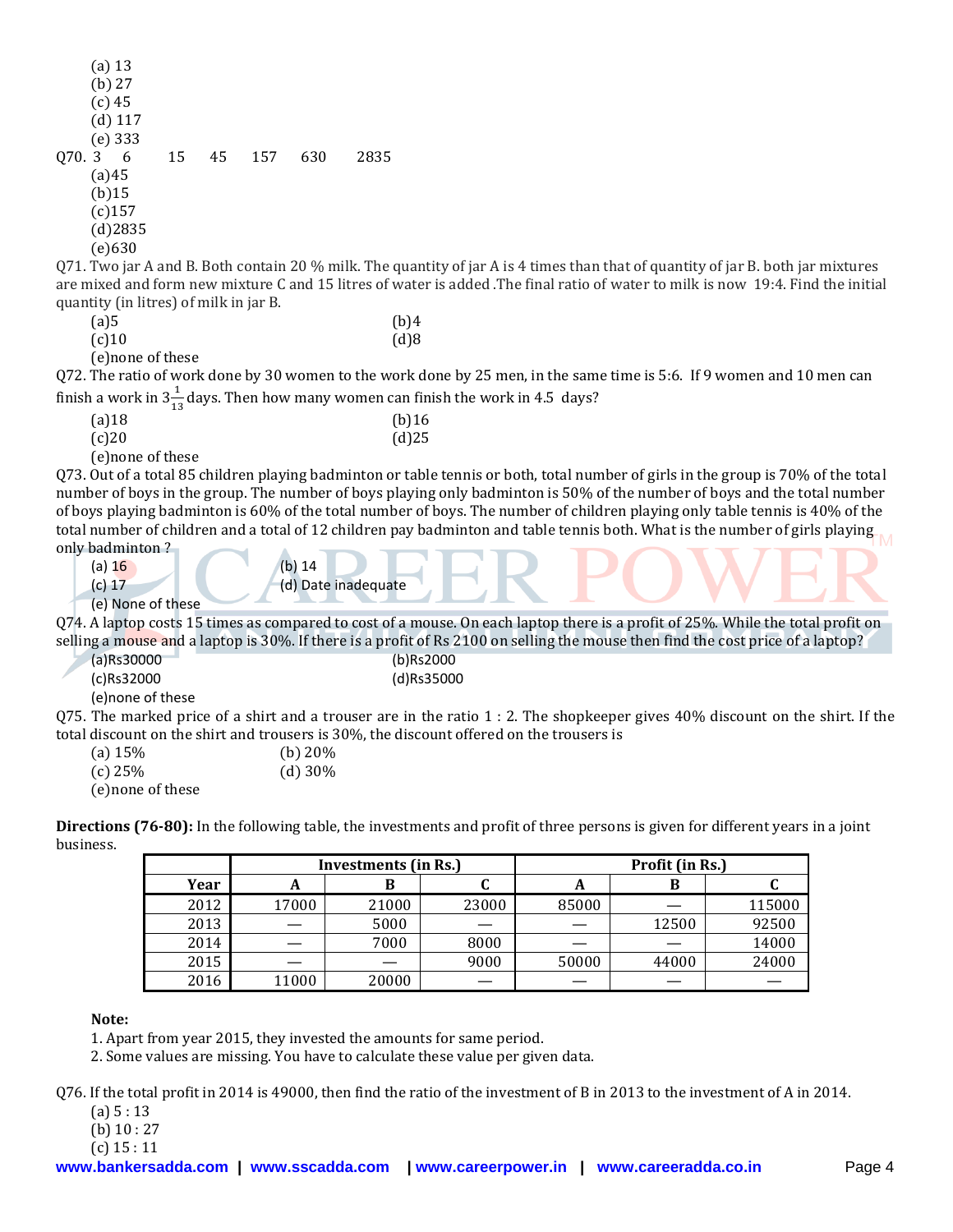(a) 13
(b) 27
(c) 45
(d) 117
(e) 333

Q70. 3 6 15 45 157 630 2835

(a)45
(b)15
(c)157
(d)2835
(e)630

Q71. Two jar A and B. Both contain 20 % milk. The quantity of jar A is 4 times than that of quantity of jar B. both jar mixtures are mixed and form new mixture C and 15 litres of water is added .The final ratio of water to milk is now 19:4. Find the initial quantity (in litres) of milk in jar B.

(a)5
(b)4
(c)10
(d)8
(e)none of these

Q72. The ratio of work done by 30 women to the work done by 25 men, in the same time is 5:6. If 9 women and 10 men can finish a work in $3\frac{1}{13}$ days. Then how many women can finish the work in 4.5 days?

(a)18
(b)16
(c)20
(d)25
(e)none of these

Q73. Out of a total 85 children playing badminton or table tennis or both, total number of girls in the group is 70% of the total number of boys in the group. The number of boys playing only badminton is 50% of the number of boys and the total number of boys playing badminton is 60% of the total number of boys. The number of children playing only table tennis is 40% of the total number of children and a total of 12 children pay badminton and table tennis both. What is the number of girls playing only badminton ?

(a) 16
(b) 14
(c) 17
(d) Date inadequate
(e) None of these

Q74. A laptop costs 15 times as compared to cost of a mouse. On each laptop there is a profit of 25%. While the total profit on selling a mouse and a laptop is 30%. If there is a profit of Rs 2100 on selling the mouse then find the cost price of a laptop?

(a)Rs30000
(b)Rs2000
(c)Rs32000
(d)Rs35000
(e)none of these

Q75. The marked price of a shirt and a trouser are in the ratio 1 : 2. The shopkeeper gives 40% discount on the shirt. If the total discount on the shirt and trousers is 30%, the discount offered on the trousers is

(a) 15%
(b) 20%
(c) 25%
(d) 30%
(e)none of these

**Directions (76-80):** In the following table, the investments and profit of three persons is given for different years in a joint business.

| | Investments (in Rs.) | | | Profit (in Rs.) | | |
|---|---|---|---|---|---|---|
| Year | A | B | C | A | B | C |
| 2012 | 17000 | 21000 | 23000 | 85000 | — | 115000 |
| 2013 | — | 5000 | — | — | 12500 | 92500 |
| 2014 | — | 7000 | 8000 | — | — | 14000 |
| 2015 | — | — | 9000 | 50000 | 44000 | 24000 |
| 2016 | 11000 | 20000 | — | — | — | — |

**Note:**

1. Apart from year 2015, they invested the amounts for same period.
2. Some values are missing. You have to calculate these value per given data.

Q76. If the total profit in 2014 is 49000, then find the ratio of the investment of B in 2013 to the investment of A in 2014.

(a) 5 : 13
(b) 10 : 27
(c) 15 : 11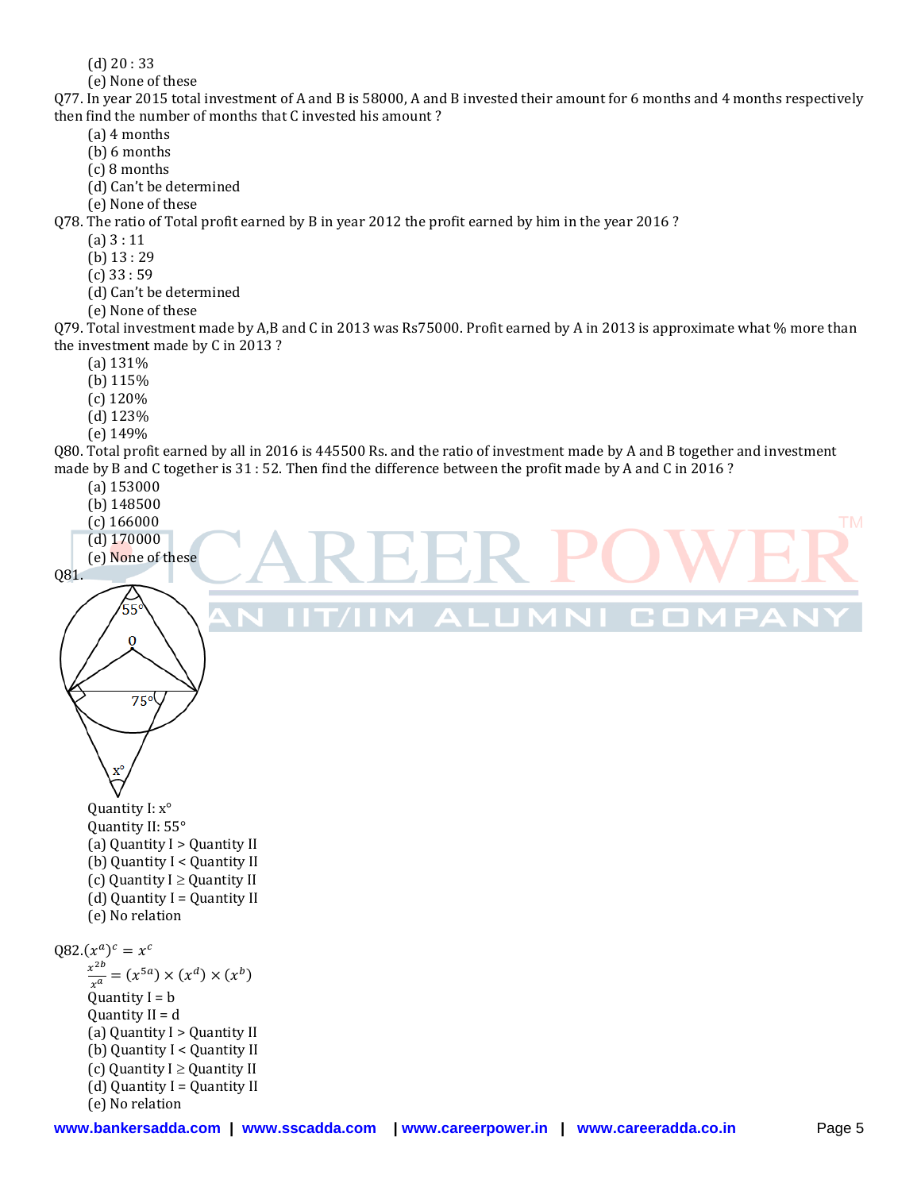(d) 20 : 33
(e) None of these

Q77. In year 2015 total investment of A and B is 58000, A and B invested their amount for 6 months and 4 months respectively then find the number of months that C invested his amount ?
(a) 4 months
(b) 6 months
(c) 8 months
(d) Can't be determined
(e) None of these

Q78. The ratio of Total profit earned by B in year 2012 the profit earned by him in the year 2016 ?
(a) 3 : 11
(b) 13 : 29
(c) 33 : 59
(d) Can't be determined
(e) None of these

Q79. Total investment made by A,B and C in 2013 was Rs75000. Profit earned by A in 2013 is approximate what % more than the investment made by C in 2013 ?
(a) 131%
(b) 115%
(c) 120%
(d) 123%
(e) 149%

Q80. Total profit earned by all in 2016 is 445500 Rs. and the ratio of investment made by A and B together and investment made by B and C together is 31 : 52. Then find the difference between the profit made by A and C in 2016 ?
(a) 153000
(b) 148500
(c) 166000
(d) 170000
(e) None of these

Q81.

Quantity I: x°
Quantity II: 55°
(a) Quantity I > Quantity II
(b) Quantity I < Quantity II
(c) Quantity I ≥ Quantity II
(d) Quantity I = Quantity II
(e) No relation

Q82. $(x^a)^c = x^c$

$\frac{x^{2b}}{x^a} = (x^{5a}) \times (x^d) \times (x^b)$

Quantity I = b
Quantity II = d
(a) Quantity I > Quantity II
(b) Quantity I < Quantity II
(c) Quantity I ≥ Quantity II
(d) Quantity I = Quantity II
(e) No relation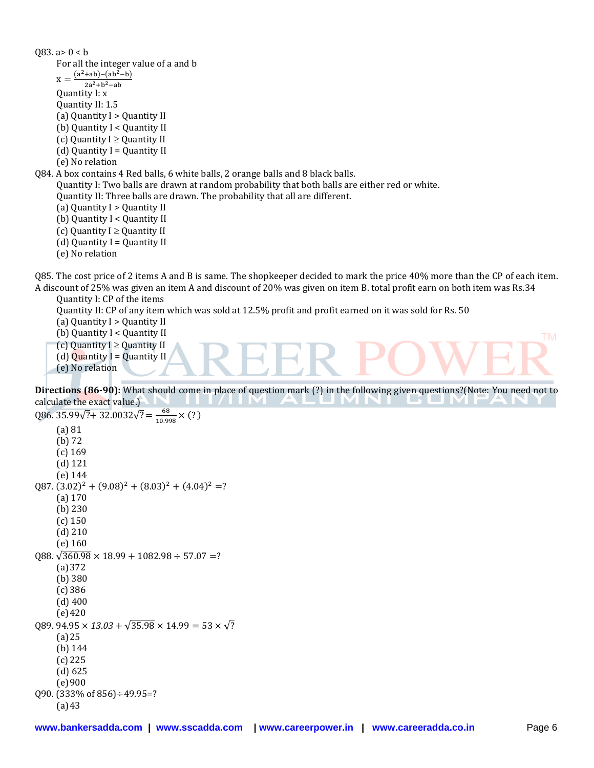Q83. a> 0 < b

For all the integer value of a and b

$x = \frac{(a^2+ab)-(ab^2-b)}{2a^2+b^2-ab}$

Quantity I: x

Quantity II: 1.5

(a) Quantity I > Quantity II
(b) Quantity I < Quantity II
(c) Quantity I ≥ Quantity II
(d) Quantity I = Quantity II
(e) No relation

Q84. A box contains 4 Red balls, 6 white balls, 2 orange balls and 8 black balls.

Quantity I: Two balls are drawn at random probability that both balls are either red or white.

Quantity II: Three balls are drawn. The probability that all are different.

(a) Quantity I > Quantity II
(b) Quantity I < Quantity II
(c) Quantity I ≥ Quantity II
(d) Quantity I = Quantity II
(e) No relation

Q85. The cost price of 2 items A and B is same. The shopkeeper decided to mark the price 40% more than the CP of each item. A discount of 25% was given an item A and discount of 20% was given on item B. total profit earn on both item was Rs.34

Quantity I: CP of the items

Quantity II: CP of any item which was sold at 12.5% profit and profit earned on it was sold for Rs. 50

(a) Quantity I > Quantity II
(b) Quantity I < Quantity II
(c) Quantity I ≥ Quantity II
(d) Quantity I = Quantity II
(e) No relation

**Directions (86-90):** What should come in place of question mark (?) in the following given questions?(Note: You need not to calculate the exact value.)

Q86. $35.99\sqrt{?} + 32.0032\sqrt{?} = \frac{68}{10.998} \times (?)$

(a) 81
(b) 72
(c) 169
(d) 121
(e) 144

Q87. $(3.02)^2 + (9.08)^2 + (8.03)^2 + (4.04)^2 = ?$

(a) 170
(b) 230
(c) 150
(d) 210
(e) 160

Q88. $\sqrt{360.98} \times 18.99 + 1082.98 \div 57.07 = ?$

(a) 372
(b) 380
(c) 386
(d) 400
(e) 420

Q89. $94.95 \times 13.03 + \sqrt{35.98} \times 14.99 = 53 \times \sqrt{?}$

(a) 25
(b) 144
(c) 225
(d) 625
(e) 900

Q90. (333% of 856)÷49.95=?

(a) 43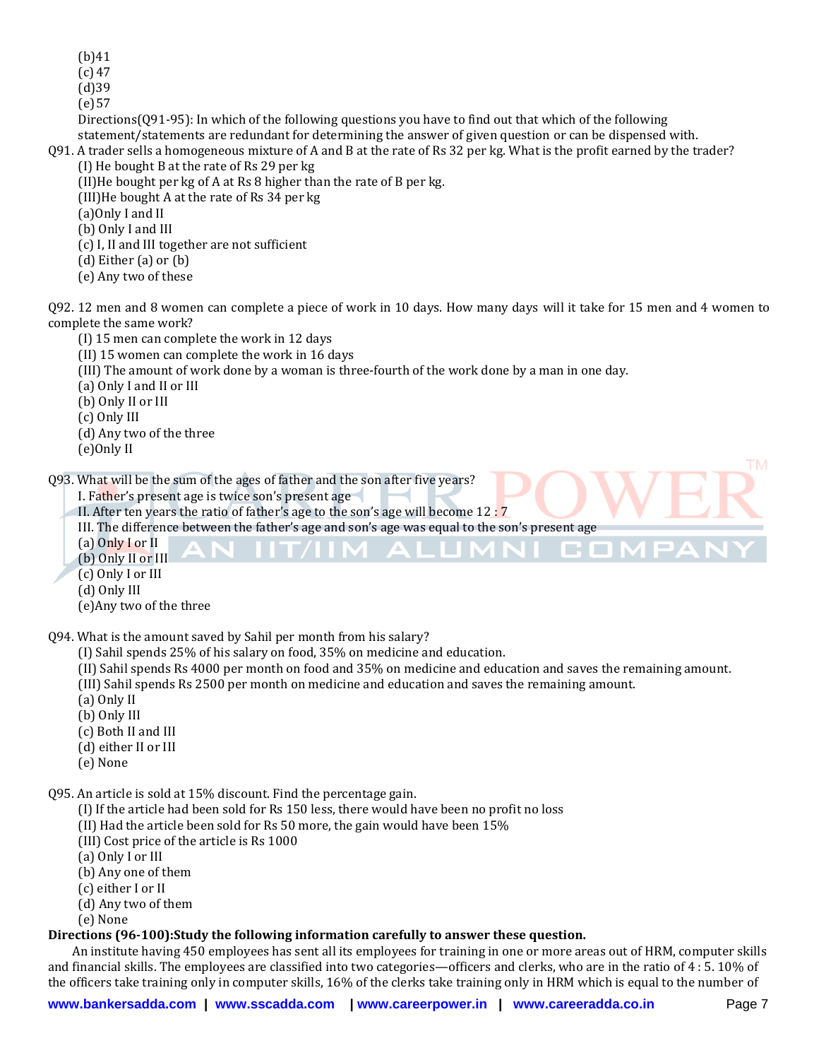(b)41
(c) 47
(d)39
(e) 57

Directions(Q91-95): In which of the following questions you have to find out that which of the following statement/statements are redundant for determining the answer of given question or can be dispensed with.

Q91. A trader sells a homogeneous mixture of A and B at the rate of Rs 32 per kg. What is the profit earned by the trader?
(I) He bought B at the rate of Rs 29 per kg
(II)He bought per kg of A at Rs 8 higher than the rate of B per kg.
(III)He bought A at the rate of Rs 34 per kg
(a)Only I and II
(b) Only I and III
(c) I, II and III together are not sufficient
(d) Either (a) or (b)
(e) Any two of these

Q92. 12 men and 8 women can complete a piece of work in 10 days. How many days will it take for 15 men and 4 women to complete the same work?
(I) 15 men can complete the work in 12 days
(II) 15 women can complete the work in 16 days
(III) The amount of work done by a woman is three-fourth of the work done by a man in one day.
(a) Only I and II or III
(b) Only II or III
(c) Only III
(d) Any two of the three
(e)Only II

Q93. What will be the sum of the ages of father and the son after five years?
I. Father's present age is twice son's present age
II. After ten years the ratio of father's age to the son's age will become 12 : 7
III. The difference between the father's age and son's age was equal to the son's present age
(a) Only I or II
(b) Only II or III
(c) Only I or III
(d) Only III
(e)Any two of the three

Q94. What is the amount saved by Sahil per month from his salary?
(I) Sahil spends 25% of his salary on food, 35% on medicine and education.
(II) Sahil spends Rs 4000 per month on food and 35% on medicine and education and saves the remaining amount.
(III) Sahil spends Rs 2500 per month on medicine and education and saves the remaining amount.
(a) Only II
(b) Only III
(c) Both II and III
(d) either II or III
(e) None

Q95. An article is sold at 15% discount. Find the percentage gain.
(I) If the article had been sold for Rs 150 less, there would have been no profit no loss
(II) Had the article been sold for Rs 50 more, the gain would have been 15%
(III) Cost price of the article is Rs 1000
(a) Only I or III
(b) Any one of them
(c) either I or II
(d) Any two of them
(e) None

**Directions (96-100):Study the following information carefully to answer these question.**

An institute having 450 employees has sent all its employees for training in one or more areas out of HRM, computer skills and financial skills. The employees are classified into two categories—officers and clerks, who are in the ratio of 4 : 5. 10% of the officers take training only in computer skills, 16% of the clerks take training only in HRM which is equal to the number of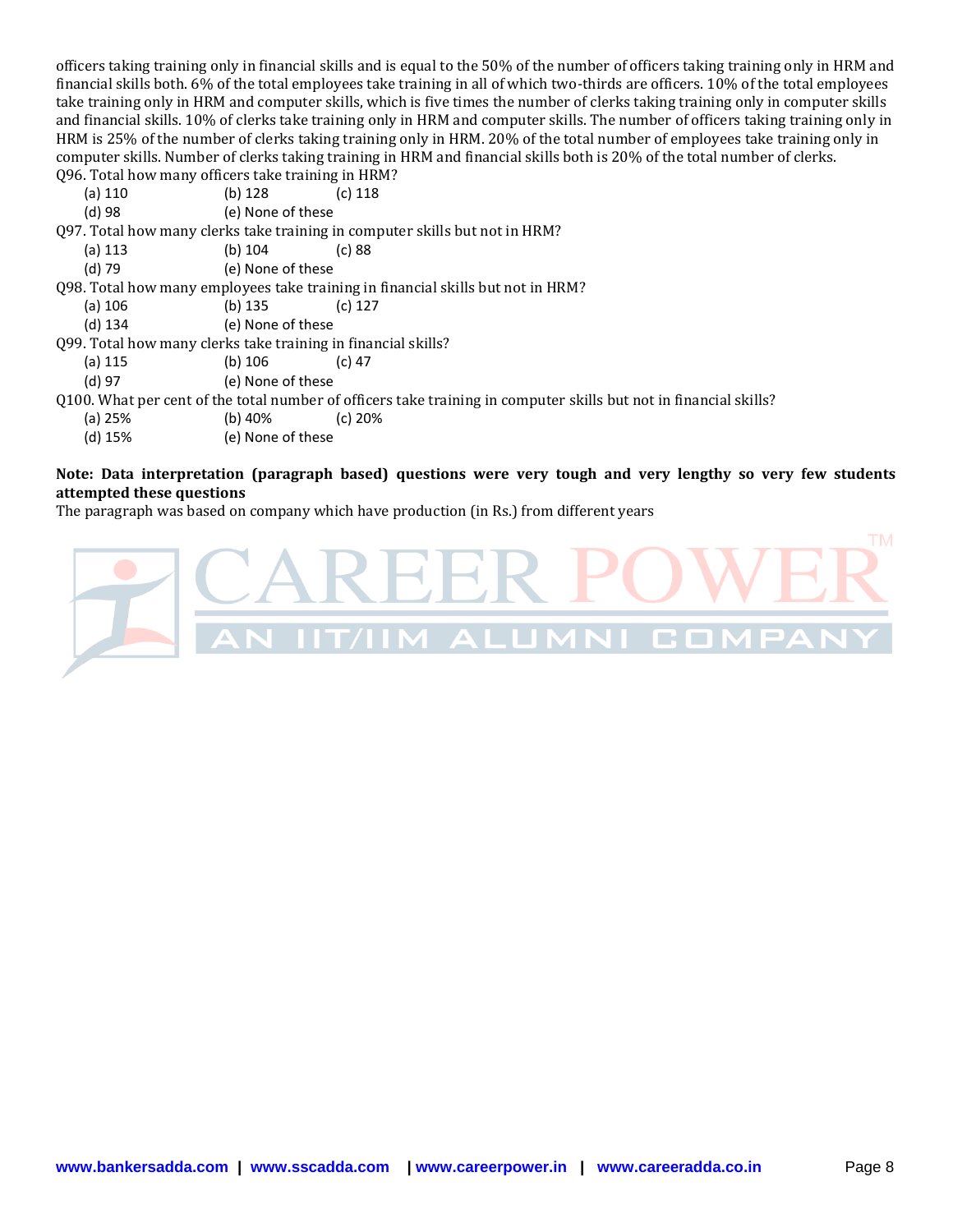officers taking training only in financial skills and is equal to the 50% of the number of officers taking training only in HRM and financial skills both. 6% of the total employees take training in all of which two-thirds are officers. 10% of the total employees take training only in HRM and computer skills, which is five times the number of clerks taking training only in computer skills and financial skills. 10% of clerks take training only in HRM and computer skills. The number of officers taking training only in HRM is 25% of the number of clerks taking training only in HRM. 20% of the total number of employees take training only in computer skills. Number of clerks taking training in HRM and financial skills both is 20% of the total number of clerks.

Q96. Total how many officers take training in HRM?

(a) 110 (b) 128 (c) 118
(d) 98 (e) None of these

Q97. Total how many clerks take training in computer skills but not in HRM?

(a) 113 (b) 104 (c) 88
(d) 79 (e) None of these

Q98. Total how many employees take training in financial skills but not in HRM?

(a) 106 (b) 135 (c) 127
(d) 134 (e) None of these

Q99. Total how many clerks take training in financial skills?

(a) 115 (b) 106 (c) 47
(d) 97 (e) None of these

Q100. What per cent of the total number of officers take training in computer skills but not in financial skills?

(a) 25% (b) 40% (c) 20%
(d) 15% (e) None of these

**Note: Data interpretation (paragraph based) questions were very tough and very lengthy so very few students attempted these questions**

The paragraph was based on company which have production (in Rs.) from different years